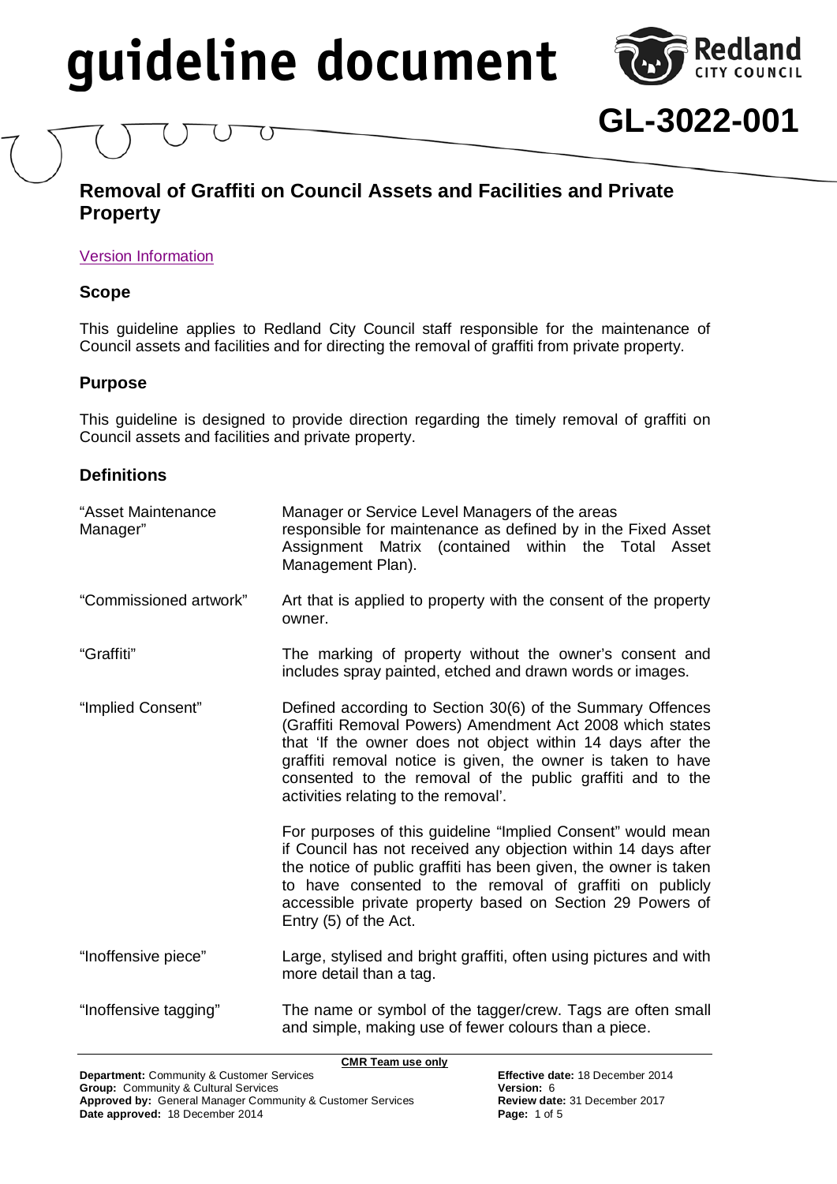# guideline document

**GL-3022-001**

## Removal of Graffiti on Council Assets and Facilities and Private Property

Version Information

### Scope

This guideline applies to Redland City Council staff responsible for the maintenance of Council assets and facilities and for directing the removal of graffiti from private property.

### Purpose

This guideline is designed to provide direction regarding the timely removal of graffiti on Council assets and facilities and private property.

### Definitions

| | |
|---|---|
| "Asset Maintenance Manager" | Manager or Service Level Managers of the areas responsible for maintenance as defined by in the Fixed Asset Assignment Matrix (contained within the Total Asset Management Plan). |
| "Commissioned artwork" | Art that is applied to property with the consent of the property owner. |
| "Graffiti" | The marking of property without the owner's consent and includes spray painted, etched and drawn words or images. |
| "Implied Consent" | Defined according to Section 30(6) of the Summary Offences (Graffiti Removal Powers) Amendment Act 2008 which states that 'If the owner does not object within 14 days after the graffiti removal notice is given, the owner is taken to have consented to the removal of the public graffiti and to the activities relating to the removal'.<br><br>For purposes of this guideline "Implied Consent" would mean if Council has not received any objection within 14 days after the notice of public graffiti has been given, the owner is taken to have consented to the removal of graffiti on publicly accessible private property based on Section 29 Powers of Entry (5) of the Act. |
| "Inoffensive piece" | Large, stylised and bright graffiti, often using pictures and with more detail than a tag. |
| "Inoffensive tagging" | The name or symbol of the tagger/crew. Tags are often small and simple, making use of fewer colours than a piece. |

**CMR Team use only**

**Department:** Community & Customer Services
**Group:** Community & Cultural Services
**Approved by:** General Manager Community & Customer Services
**Date approved:** 18 December 2014
**Effective date:** 18 December 2014
**Version:** 6
**Review date:** 31 December 2017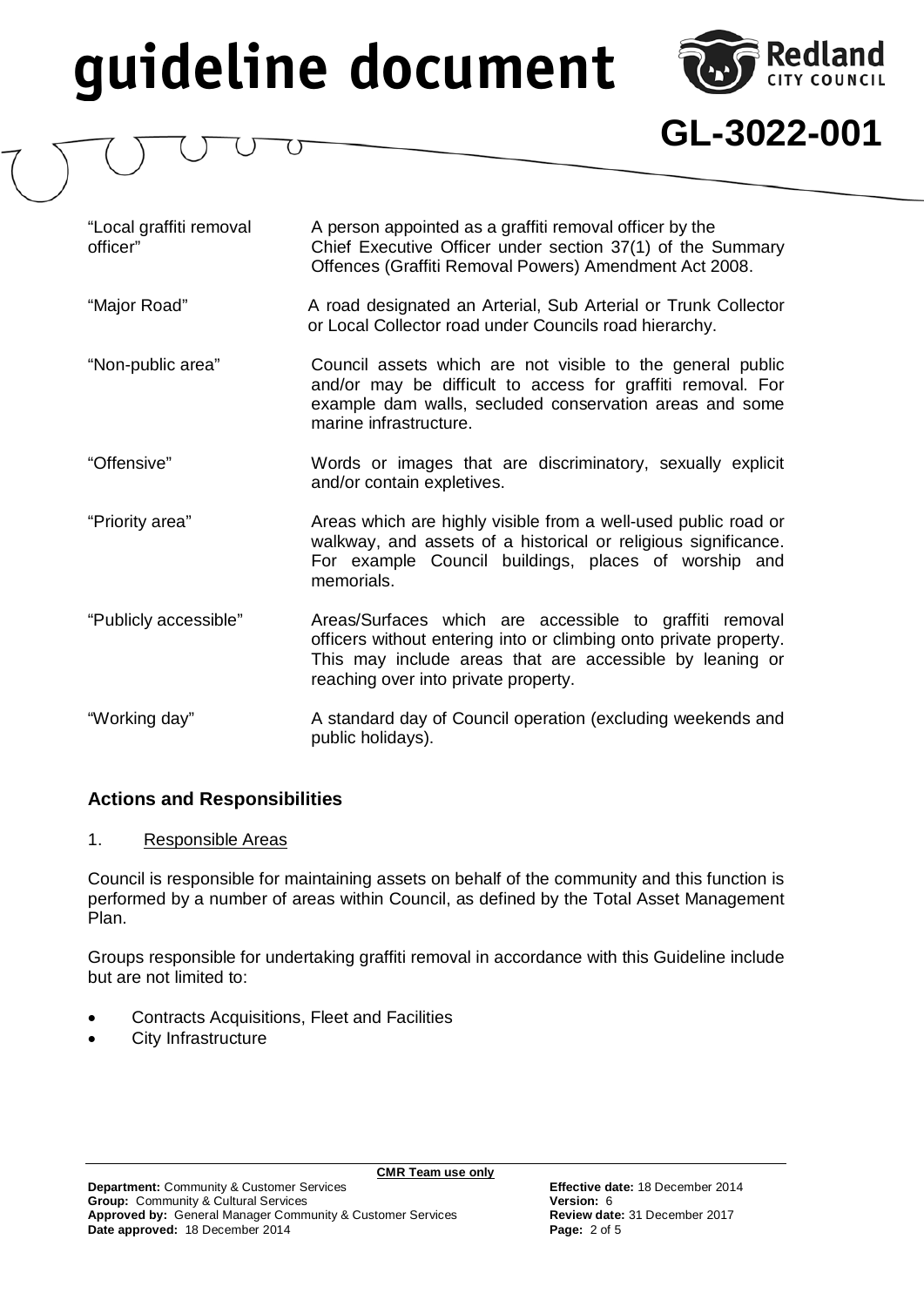| | |
|---|---|
| "Local graffiti removal officer" | A person appointed as a graffiti removal officer by the Chief Executive Officer under section 37(1) of the Summary Offences (Graffiti Removal Powers) Amendment Act 2008. |
| "Major Road" | A road designated an Arterial, Sub Arterial or Trunk Collector or Local Collector road under Councils road hierarchy. |
| "Non-public area" | Council assets which are not visible to the general public and/or may be difficult to access for graffiti removal. For example dam walls, secluded conservation areas and some marine infrastructure. |
| "Offensive" | Words or images that are discriminatory, sexually explicit and/or contain expletives. |
| "Priority area" | Areas which are highly visible from a well-used public road or walkway, and assets of a historical or religious significance. For example Council buildings, places of worship and memorials. |
| "Publicly accessible" | Areas/Surfaces which are accessible to graffiti removal officers without entering into or climbing onto private property. This may include areas that are accessible by leaning or reaching over into private property. |
| "Working day" | A standard day of Council operation (excluding weekends and public holidays). |

### Actions and Responsibilities

1. Responsible Areas

Council is responsible for maintaining assets on behalf of the community and this function is performed by a number of areas within Council, as defined by the Total Asset Management Plan.

Groups responsible for undertaking graffiti removal in accordance with this Guideline include but are not limited to:

- Contracts Acquisitions, Fleet and Facilities
- City Infrastructure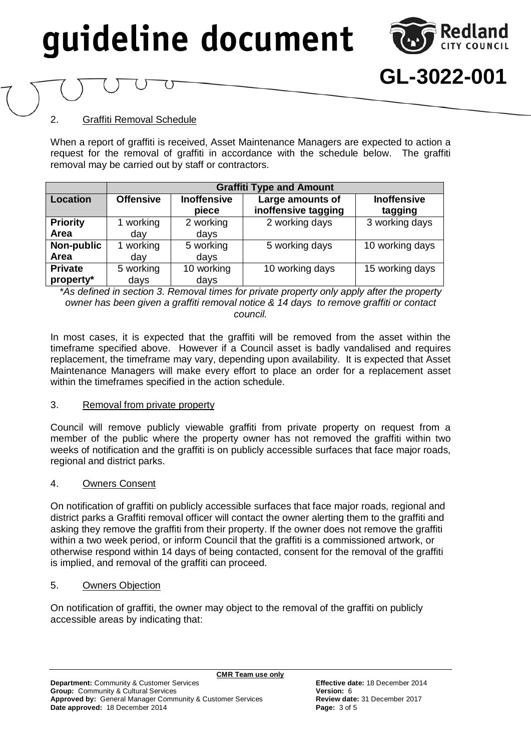2. Graffiti Removal Schedule

When a report of graffiti is received, Asset Maintenance Managers are expected to action a request for the removal of graffiti in accordance with the schedule below. The graffiti removal may be carried out by staff or contractors.

| | Graffiti Type and Amount | | | |
|---|---|---|---|---|
| **Location** | **Offensive** | **Inoffensive piece** | **Large amounts of inoffensive tagging** | **Inoffensive tagging** |
| **Priority Area** | 1 working day | 2 working days | 2 working days | 3 working days |
| **Non-public Area** | 1 working day | 5 working days | 5 working days | 10 working days |
| **Private property*** | 5 working days | 10 working days | 10 working days | 15 working days |

*\*As defined in section 3. Removal times for private property only apply after the property owner has been given a graffiti removal notice & 14 days to remove graffiti or contact council.*

In most cases, it is expected that the graffiti will be removed from the asset within the timeframe specified above. However if a Council asset is badly vandalised and requires replacement, the timeframe may vary, depending upon availability. It is expected that Asset Maintenance Managers will make every effort to place an order for a replacement asset within the timeframes specified in the action schedule.

3. Removal from private property

Council will remove publicly viewable graffiti from private property on request from a member of the public where the property owner has not removed the graffiti within two weeks of notification and the graffiti is on publicly accessible surfaces that face major roads, regional and district parks.

4. Owners Consent

On notification of graffiti on publicly accessible surfaces that face major roads, regional and district parks a Graffiti removal officer will contact the owner alerting them to the graffiti and asking they remove the graffiti from their property. If the owner does not remove the graffiti within a two week period, or inform Council that the graffiti is a commissioned artwork, or otherwise respond within 14 days of being contacted, consent for the removal of the graffiti is implied, and removal of the graffiti can proceed.

5. Owners Objection

On notification of graffiti, the owner may object to the removal of the graffiti on publicly accessible areas by indicating that: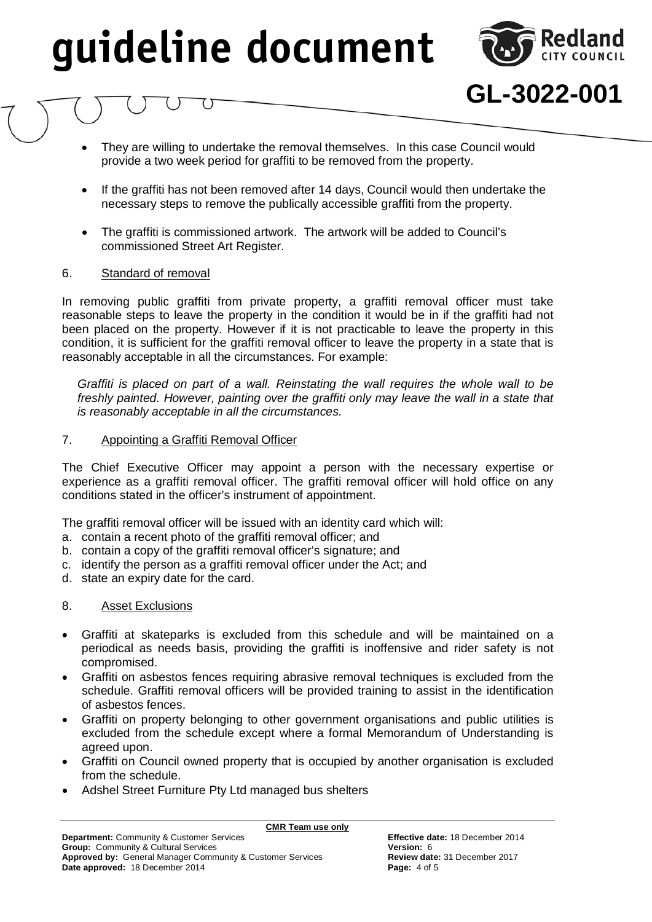- They are willing to undertake the removal themselves. In this case Council would provide a two week period for graffiti to be removed from the property.

- If the graffiti has not been removed after 14 days, Council would then undertake the necessary steps to remove the publically accessible graffiti from the property.

- The graffiti is commissioned artwork. The artwork will be added to Council's commissioned Street Art Register.

## 6. Standard of removal

In removing public graffiti from private property, a graffiti removal officer must take reasonable steps to leave the property in the condition it would be in if the graffiti had not been placed on the property. However if it is not practicable to leave the property in this condition, it is sufficient for the graffiti removal officer to leave the property in a state that is reasonably acceptable in all the circumstances. For example:

*Graffiti is placed on part of a wall. Reinstating the wall requires the whole wall to be freshly painted. However, painting over the graffiti only may leave the wall in a state that is reasonably acceptable in all the circumstances.*

## 7. Appointing a Graffiti Removal Officer

The Chief Executive Officer may appoint a person with the necessary expertise or experience as a graffiti removal officer. The graffiti removal officer will hold office on any conditions stated in the officer's instrument of appointment.

The graffiti removal officer will be issued with an identity card which will:

a. contain a recent photo of the graffiti removal officer; and
b. contain a copy of the graffiti removal officer's signature; and
c. identify the person as a graffiti removal officer under the Act; and
d. state an expiry date for the card.

## 8. Asset Exclusions

- Graffiti at skateparks is excluded from this schedule and will be maintained on a periodical as needs basis, providing the graffiti is inoffensive and rider safety is not compromised.
- Graffiti on asbestos fences requiring abrasive removal techniques is excluded from the schedule. Graffiti removal officers will be provided training to assist in the identification of asbestos fences.
- Graffiti on property belonging to other government organisations and public utilities is excluded from the schedule except where a formal Memorandum of Understanding is agreed upon.
- Graffiti on Council owned property that is occupied by another organisation is excluded from the schedule.
- Adshel Street Furniture Pty Ltd managed bus shelters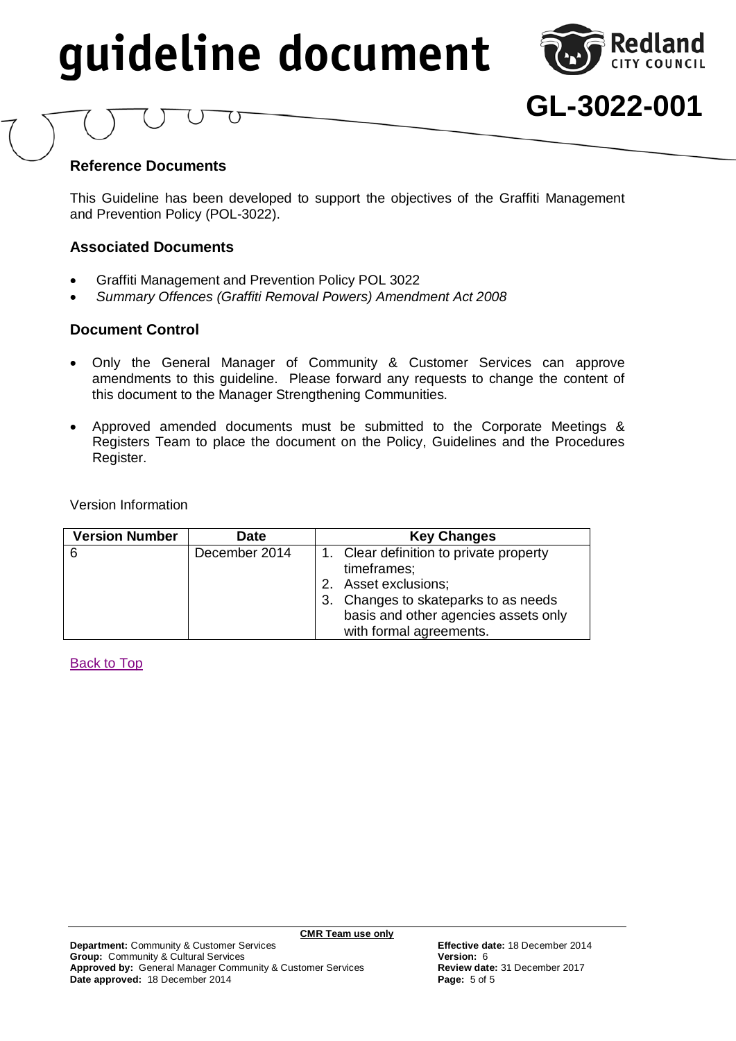## Reference Documents

This Guideline has been developed to support the objectives of the Graffiti Management and Prevention Policy (POL-3022).

## Associated Documents

- Graffiti Management and Prevention Policy POL 3022
- *Summary Offences (Graffiti Removal Powers) Amendment Act 2008*

## Document Control

- Only the General Manager of Community & Customer Services can approve amendments to this guideline. Please forward any requests to change the content of this document to the Manager Strengthening Communities.
- Approved amended documents must be submitted to the Corporate Meetings & Registers Team to place the document on the Policy, Guidelines and the Procedures Register.

Version Information

| Version Number | Date | Key Changes |
|---|---|---|
| 6 | December 2014 | 1. Clear definition to private property timeframes; 2. Asset exclusions; 3. Changes to skateparks to as needs basis and other agencies assets only with formal agreements. |

Back to Top

**CMR Team use only**

**Department:** Community & Customer Services
**Group:** Community & Cultural Services
**Approved by:** General Manager Community & Customer Services
**Date approved:** 18 December 2014

**Effective date:** 18 December 2014
**Version:** 6
**Review date:** 31 December 2017